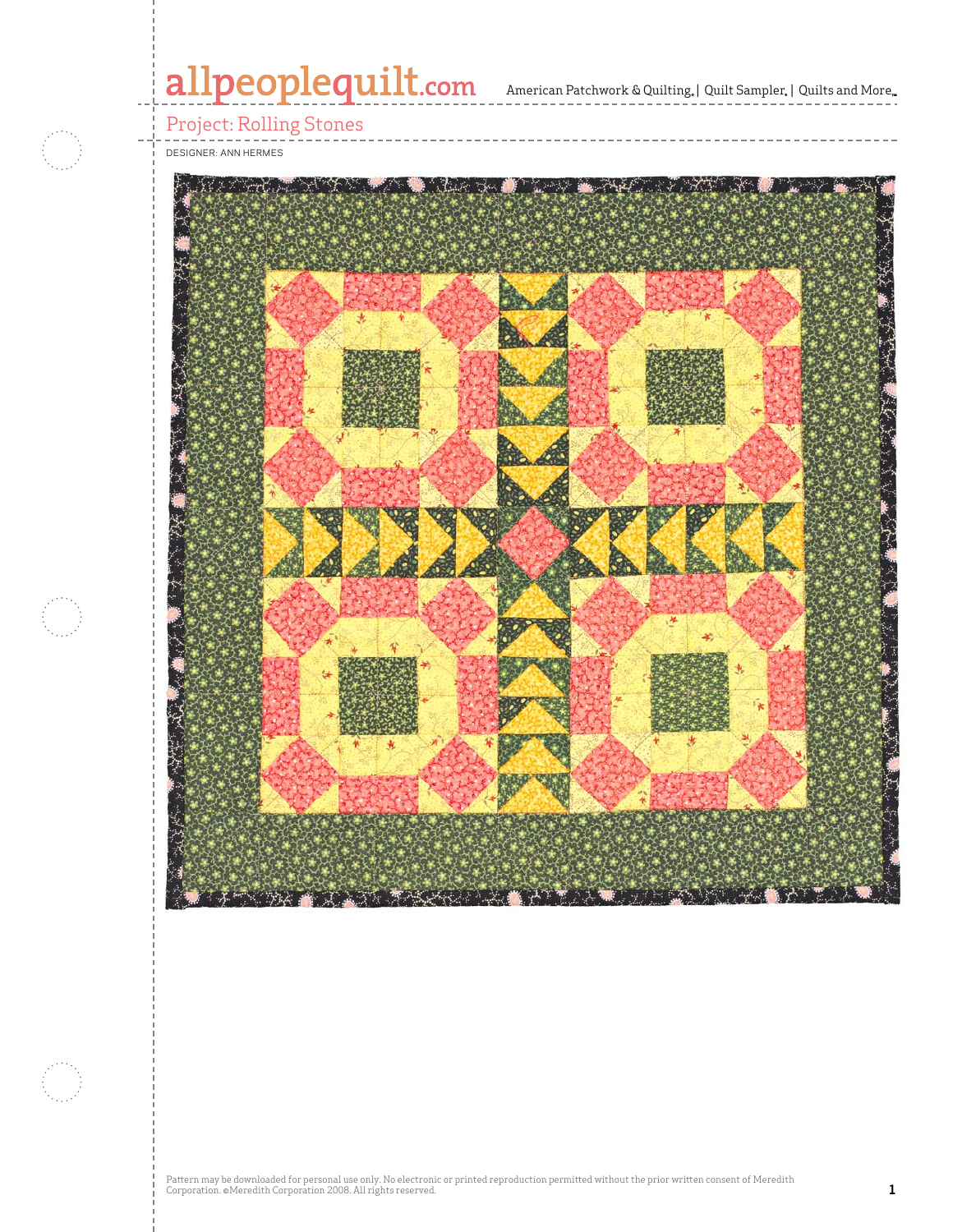# Project: Rolling Stones

DESIGNER: ANN HERMES

Pattern may be downloaded for personal use only. No electronic or printed reproduction permitted without the prior written consent of Meredith Corporation. ©Meredith Corporation 2008. All rights reserved.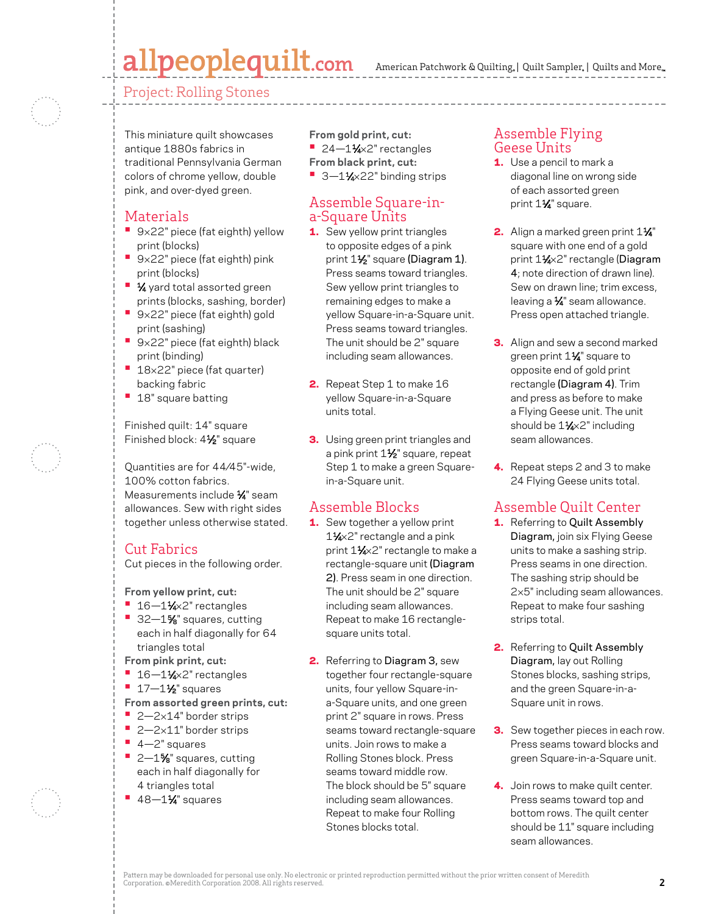## Project: Rolling Stones

This miniature quilt showcases antique 1880s fabrics in traditional Pennsylvania German colors of chrome yellow, double pink, and over-dyed green.

## Materials

- 9×22" piece (fat eighth) yellow print (blocks)
- 9×22" piece (fat eighth) pink print (blocks)
- ¼ yard total assorted green prints (blocks, sashing, border)
- 9×22" piece (fat eighth) gold print (sashing)
- 9×22" piece (fat eighth) black print (binding)
- 18×22" piece (fat quarter) backing fabric
- 18" square batting

Finished quilt: 14" square
Finished block: 4½" square

Quantities are for 44⁄45"-wide, 100% cotton fabrics. Measurements include ¼" seam allowances. Sew with right sides together unless otherwise stated.

## Cut Fabrics

Cut pieces in the following order.

**From yellow print, cut:**

- 16—1¼×2" rectangles
- 32—1⅝" squares, cutting each in half diagonally for 64 triangles total

**From pink print, cut:**

- 16—1¼×2" rectangles
- 17—1½" squares

**From assorted green prints, cut:**

- 2—2×14" border strips
- 2—2×11" border strips
- 4—2" squares
- 2—1⅝" squares, cutting each in half diagonally for 4 triangles total
- 48—1¼" squares

**From gold print, cut:**

- 24—1¼×2" rectangles

**From black print, cut:**

- 3—1¼×22" binding strips

## Assemble Square-in-a-Square Units

1. Sew yellow print triangles to opposite edges of a pink print 1½" square (**Diagram 1**). Press seams toward triangles. Sew yellow print triangles to remaining edges to make a yellow Square-in-a-Square unit. Press seams toward triangles. The unit should be 2" square including seam allowances.
2. Repeat Step 1 to make 16 yellow Square-in-a-Square units total.
3. Using green print triangles and a pink print 1½" square, repeat Step 1 to make a green Square-in-a-Square unit.

## Assemble Blocks

1. Sew together a yellow print 1¼×2" rectangle and a pink print 1¼×2" rectangle to make a rectangle-square unit (**Diagram 2**). Press seam in one direction. The unit should be 2" square including seam allowances. Repeat to make 16 rectangle-square units total.
2. Referring to **Diagram 3**, sew together four rectangle-square units, four yellow Square-in-a-Square units, and one green print 2" square in rows. Press seams toward rectangle-square units. Join rows to make a Rolling Stones block. Press seams toward middle row. The block should be 5" square including seam allowances. Repeat to make four Rolling Stones blocks total.

## Assemble Flying Geese Units

1. Use a pencil to mark a diagonal line on wrong side of each assorted green print 1¼" square.
2. Align a marked green print 1¼" square with one end of a gold print 1¼×2" rectangle (**Diagram 4**; note direction of drawn line). Sew on drawn line; trim excess, leaving a ¼" seam allowance. Press open attached triangle.
3. Align and sew a second marked green print 1¼" square to opposite end of gold print rectangle (**Diagram 4**). Trim and press as before to make a Flying Geese unit. The unit should be 1¼×2" including seam allowances.
4. Repeat steps 2 and 3 to make 24 Flying Geese units total.

## Assemble Quilt Center

1. Referring to **Quilt Assembly Diagram,** join six Flying Geese units to make a sashing strip. Press seams in one direction. The sashing strip should be 2×5" including seam allowances. Repeat to make four sashing strips total.
2. Referring to **Quilt Assembly Diagram,** lay out Rolling Stones blocks, sashing strips, and the green Square-in-a-Square unit in rows.
3. Sew together pieces in each row. Press seams toward blocks and green Square-in-a-Square unit.
4. Join rows to make quilt center. Press seams toward top and bottom rows. The quilt center should be 11" square including seam allowances.

Pattern may be downloaded for personal use only. No electronic or printed reproduction permitted without the prior written consent of Meredith Corporation. ©Meredith Corporation 2008. All rights reserved.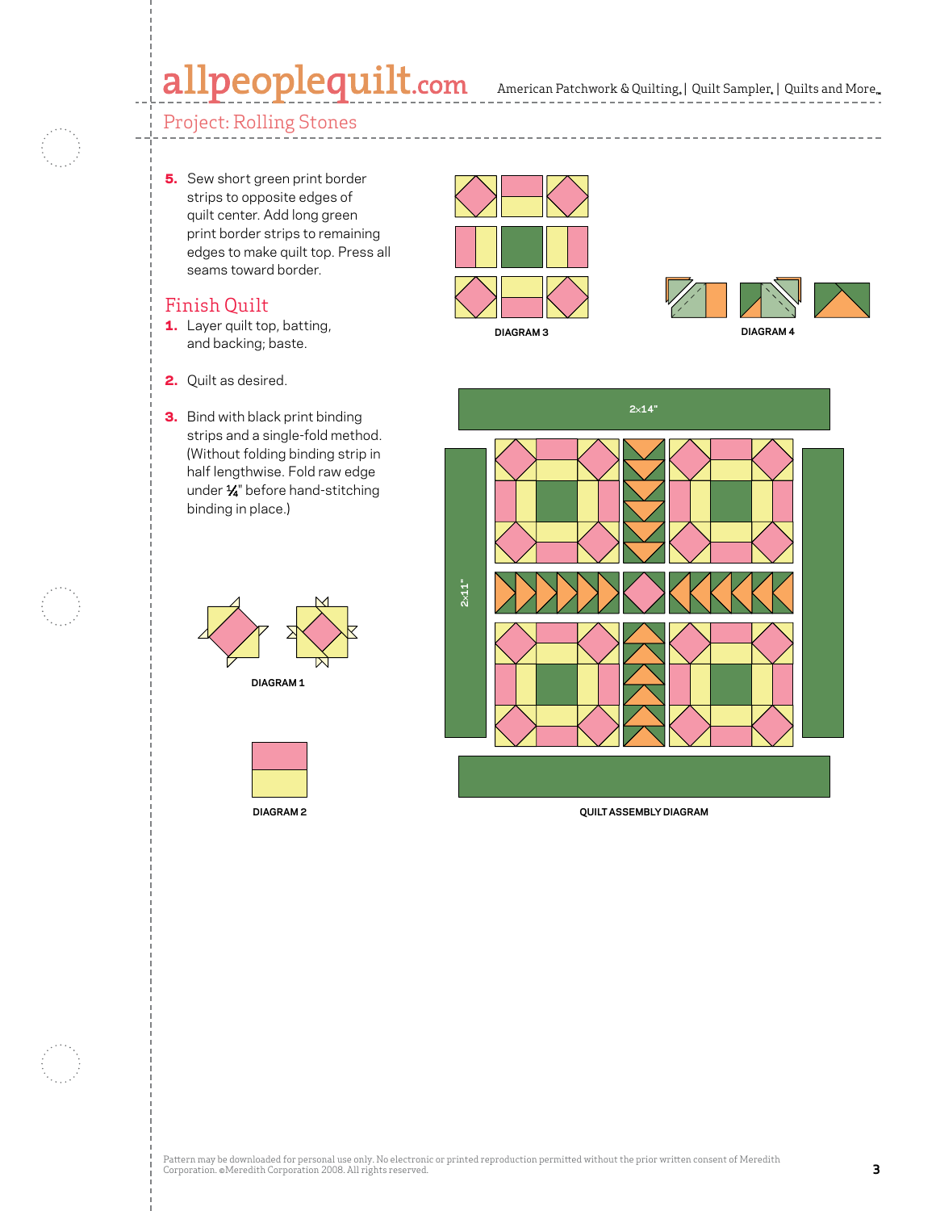5. Sew short green print border strips to opposite edges of quilt center. Add long green print border strips to remaining edges to make quilt top. Press all seams toward border.

## Finish Quilt

1. Layer quilt top, batting, and backing; baste.
2. Quilt as desired.
3. Bind with black print binding strips and a single-fold method. (Without folding binding strip in half lengthwise. Fold raw edge under ¼" before hand-stitching binding in place.)

DIAGRAM 1

DIAGRAM 2

DIAGRAM 3

DIAGRAM 4

2x14"

2x11"

QUILT ASSEMBLY DIAGRAM

Pattern may be downloaded for personal use only. No electronic or printed reproduction permitted without the prior written consent of Meredith Corporation. ©Meredith Corporation 2008. All rights reserved.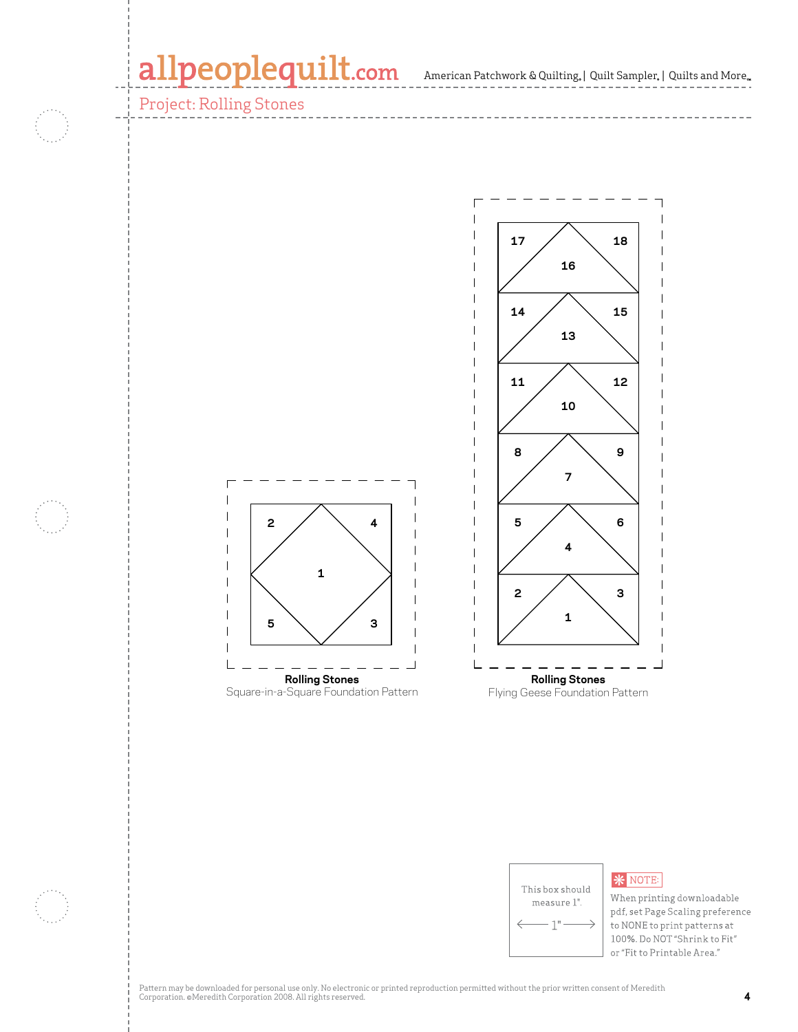Project: Rolling Stones

2 4
1
5 3

**Rolling Stones**
Square-in-a-Square Foundation Pattern

17 18
16
14 15
13
11 12
10
8 9
7
5 6
4
2 3
1

**Rolling Stones**
Flying Geese Foundation Pattern

This box should measure 1".

← 1" →

NOTE: When printing downloadable pdf, set Page Scaling preference to NONE to print patterns at 100%. Do NOT "Shrink to Fit" or "Fit to Printable Area."

Pattern may be downloaded for personal use only. No electronic or printed reproduction permitted without the prior written consent of Meredith Corporation. ©Meredith Corporation 2008. All rights reserved.